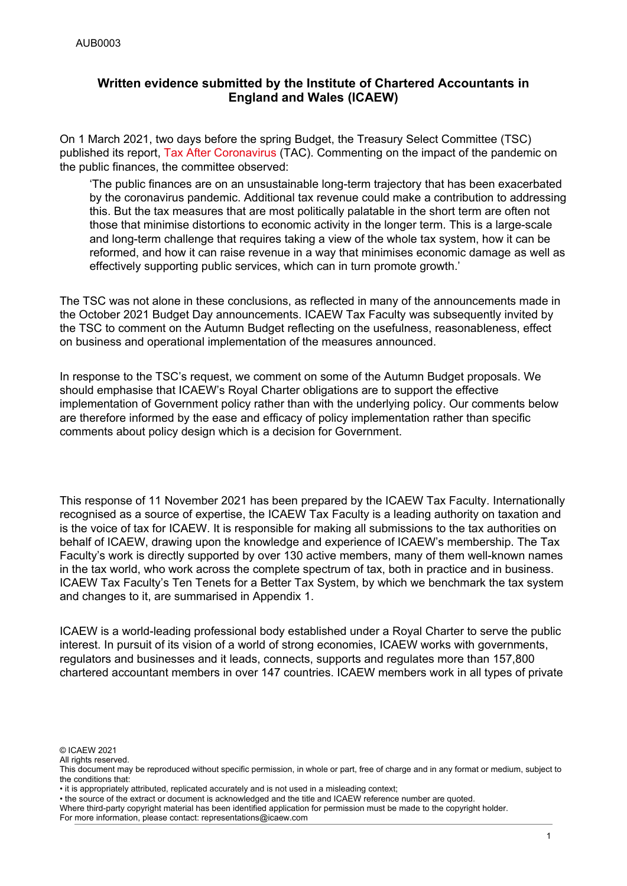AUB0003

**Written evidence submitted by the Institute of Chartered Accountants in England and Wales (ICAEW)**

On 1 March 2021, two days before the spring Budget, the Treasury Select Committee (TSC) published its report, Tax After Coronavirus (TAC). Commenting on the impact of the pandemic on the public finances, the committee observed:

> 'The public finances are on an unsustainable long-term trajectory that has been exacerbated by the coronavirus pandemic. Additional tax revenue could make a contribution to addressing this. But the tax measures that are most politically palatable in the short term are often not those that minimise distortions to economic activity in the longer term. This is a large-scale and long-term challenge that requires taking a view of the whole tax system, how it can be reformed, and how it can raise revenue in a way that minimises economic damage as well as effectively supporting public services, which can in turn promote growth.'

The TSC was not alone in these conclusions, as reflected in many of the announcements made in the October 2021 Budget Day announcements. ICAEW Tax Faculty was subsequently invited by the TSC to comment on the Autumn Budget reflecting on the usefulness, reasonableness, effect on business and operational implementation of the measures announced.

In response to the TSC's request, we comment on some of the Autumn Budget proposals. We should emphasise that ICAEW's Royal Charter obligations are to support the effective implementation of Government policy rather than with the underlying policy. Our comments below are therefore informed by the ease and efficacy of policy implementation rather than specific comments about policy design which is a decision for Government.

This response of 11 November 2021 has been prepared by the ICAEW Tax Faculty. Internationally recognised as a source of expertise, the ICAEW Tax Faculty is a leading authority on taxation and is the voice of tax for ICAEW. It is responsible for making all submissions to the tax authorities on behalf of ICAEW, drawing upon the knowledge and experience of ICAEW's membership. The Tax Faculty's work is directly supported by over 130 active members, many of them well-known names in the tax world, who work across the complete spectrum of tax, both in practice and in business. ICAEW Tax Faculty's Ten Tenets for a Better Tax System, by which we benchmark the tax system and changes to it, are summarised in Appendix 1.

ICAEW is a world-leading professional body established under a Royal Charter to serve the public interest. In pursuit of its vision of a world of strong economies, ICAEW works with governments, regulators and businesses and it leads, connects, supports and regulates more than 157,800 chartered accountant members in over 147 countries. ICAEW members work in all types of private

© ICAEW 2021
All rights reserved.
This document may be reproduced without specific permission, in whole or part, free of charge and in any format or medium, subject to the conditions that:
• it is appropriately attributed, replicated accurately and is not used in a misleading context;
• the source of the extract or document is acknowledged and the title and ICAEW reference number are quoted.
Where third-party copyright material has been identified application for permission must be made to the copyright holder.
For more information, please contact: representations@icaew.com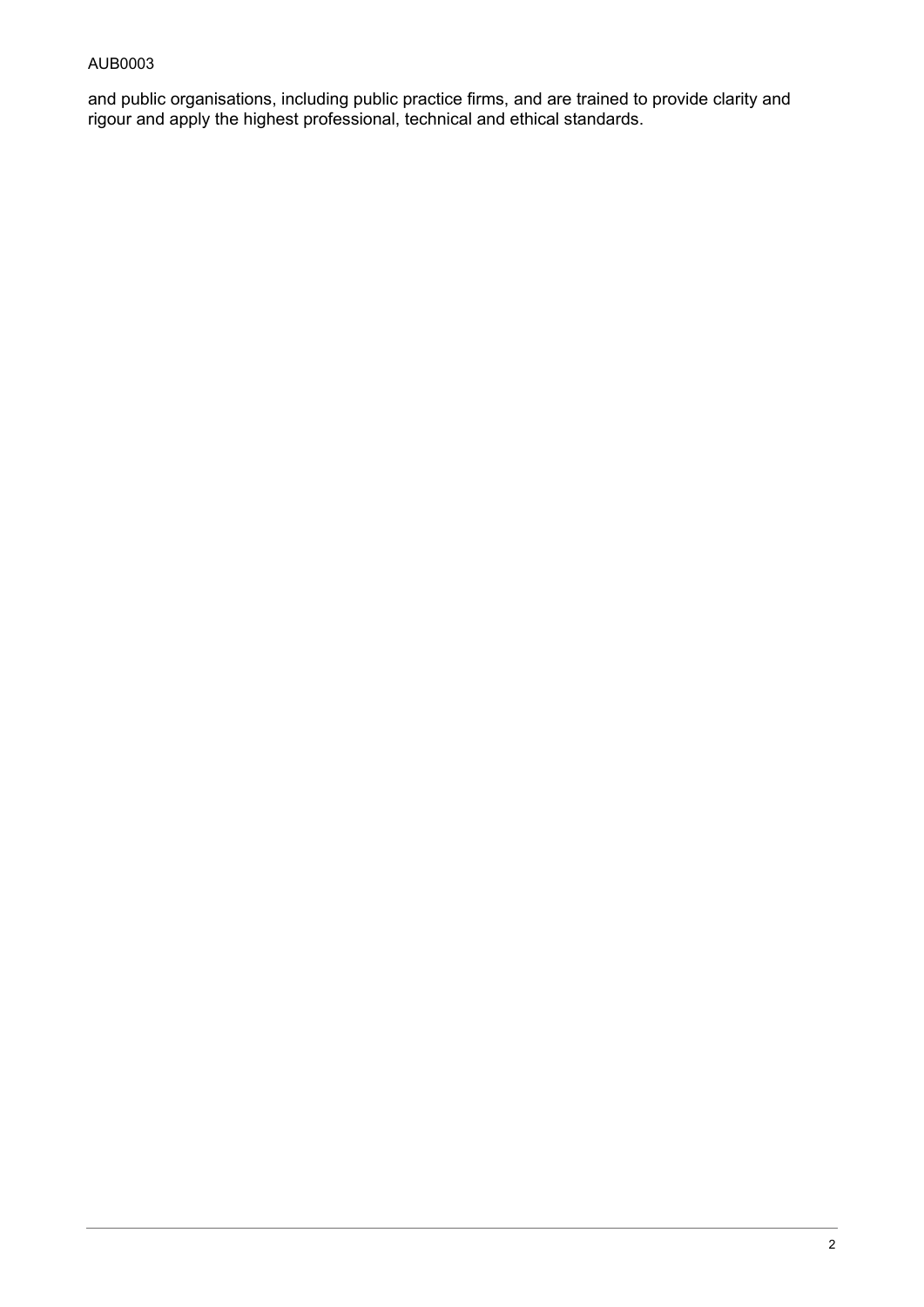and public organisations, including public practice firms, and are trained to provide clarity and rigour and apply the highest professional, technical and ethical standards.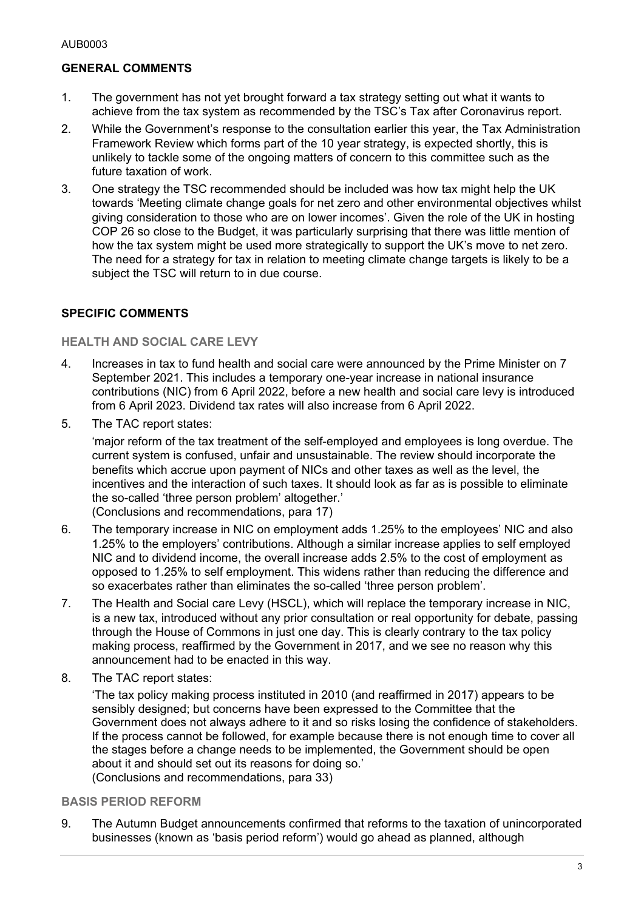## GENERAL COMMENTS

1. The government has not yet brought forward a tax strategy setting out what it wants to achieve from the tax system as recommended by the TSC's Tax after Coronavirus report.
2. While the Government's response to the consultation earlier this year, the Tax Administration Framework Review which forms part of the 10 year strategy, is expected shortly, this is unlikely to tackle some of the ongoing matters of concern to this committee such as the future taxation of work.
3. One strategy the TSC recommended should be included was how tax might help the UK towards 'Meeting climate change goals for net zero and other environmental objectives whilst giving consideration to those who are on lower incomes'. Given the role of the UK in hosting COP 26 so close to the Budget, it was particularly surprising that there was little mention of how the tax system might be used more strategically to support the UK's move to net zero. The need for a strategy for tax in relation to meeting climate change targets is likely to be a subject the TSC will return to in due course.

## SPECIFIC COMMENTS

### HEALTH AND SOCIAL CARE LEVY

4. Increases in tax to fund health and social care were announced by the Prime Minister on 7 September 2021. This includes a temporary one-year increase in national insurance contributions (NIC) from 6 April 2022, before a new health and social care levy is introduced from 6 April 2023. Dividend tax rates will also increase from 6 April 2022.
5. The TAC report states:

   'major reform of the tax treatment of the self-employed and employees is long overdue. The current system is confused, unfair and unsustainable. The review should incorporate the benefits which accrue upon payment of NICs and other taxes as well as the level, the incentives and the interaction of such taxes. It should look as far as is possible to eliminate the so-called 'three person problem' altogether.'
   (Conclusions and recommendations, para 17)
6. The temporary increase in NIC on employment adds 1.25% to the employees' NIC and also 1.25% to the employers' contributions. Although a similar increase applies to self employed NIC and to dividend income, the overall increase adds 2.5% to the cost of employment as opposed to 1.25% to self employment. This widens rather than reducing the difference and so exacerbates rather than eliminates the so-called 'three person problem'.
7. The Health and Social care Levy (HSCL), which will replace the temporary increase in NIC, is a new tax, introduced without any prior consultation or real opportunity for debate, passing through the House of Commons in just one day. This is clearly contrary to the tax policy making process, reaffirmed by the Government in 2017, and we see no reason why this announcement had to be enacted in this way.
8. The TAC report states:

   'The tax policy making process instituted in 2010 (and reaffirmed in 2017) appears to be sensibly designed; but concerns have been expressed to the Committee that the Government does not always adhere to it and so risks losing the confidence of stakeholders. If the process cannot be followed, for example because there is not enough time to cover all the stages before a change needs to be implemented, the Government should be open about it and should set out its reasons for doing so.'
   (Conclusions and recommendations, para 33)

### BASIS PERIOD REFORM

9. The Autumn Budget announcements confirmed that reforms to the taxation of unincorporated businesses (known as 'basis period reform') would go ahead as planned, although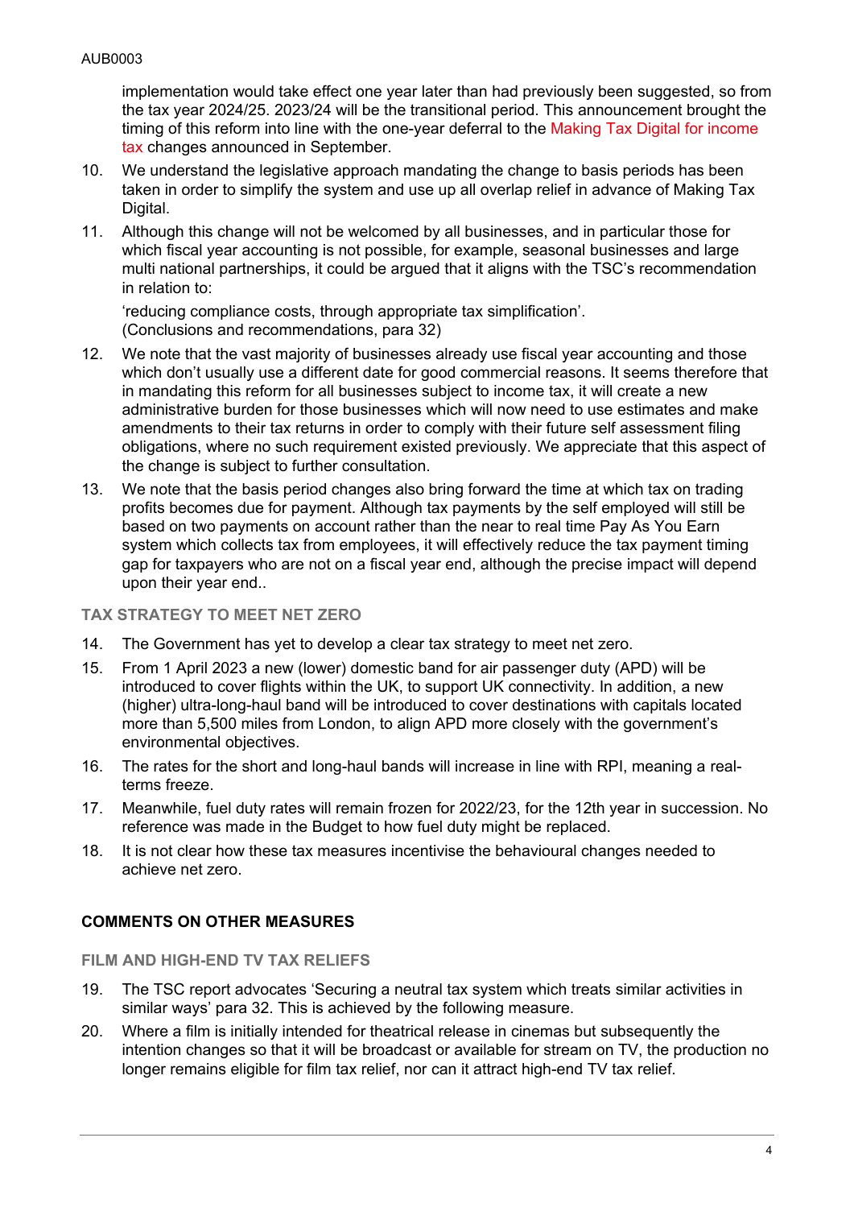implementation would take effect one year later than had previously been suggested, so from the tax year 2024/25. 2023/24 will be the transitional period. This announcement brought the timing of this reform into line with the one-year deferral to the Making Tax Digital for income tax changes announced in September.

10. We understand the legislative approach mandating the change to basis periods has been taken in order to simplify the system and use up all overlap relief in advance of Making Tax Digital.
11. Although this change will not be welcomed by all businesses, and in particular those for which fiscal year accounting is not possible, for example, seasonal businesses and large multi national partnerships, it could be argued that it aligns with the TSC's recommendation in relation to:

    'reducing compliance costs, through appropriate tax simplification'. (Conclusions and recommendations, para 32)
12. We note that the vast majority of businesses already use fiscal year accounting and those which don't usually use a different date for good commercial reasons. It seems therefore that in mandating this reform for all businesses subject to income tax, it will create a new administrative burden for those businesses which will now need to use estimates and make amendments to their tax returns in order to comply with their future self assessment filing obligations, where no such requirement existed previously. We appreciate that this aspect of the change is subject to further consultation.
13. We note that the basis period changes also bring forward the time at which tax on trading profits becomes due for payment. Although tax payments by the self employed will still be based on two payments on account rather than the near to real time Pay As You Earn system which collects tax from employees, it will effectively reduce the tax payment timing gap for taxpayers who are not on a fiscal year end, although the precise impact will depend upon their year end..

### TAX STRATEGY TO MEET NET ZERO

14. The Government has yet to develop a clear tax strategy to meet net zero.
15. From 1 April 2023 a new (lower) domestic band for air passenger duty (APD) will be introduced to cover flights within the UK, to support UK connectivity. In addition, a new (higher) ultra-long-haul band will be introduced to cover destinations with capitals located more than 5,500 miles from London, to align APD more closely with the government's environmental objectives.
16. The rates for the short and long-haul bands will increase in line with RPI, meaning a real-terms freeze.
17. Meanwhile, fuel duty rates will remain frozen for 2022/23, for the 12th year in succession. No reference was made in the Budget to how fuel duty might be replaced.
18. It is not clear how these tax measures incentivise the behavioural changes needed to achieve net zero.

## COMMENTS ON OTHER MEASURES

### FILM AND HIGH-END TV TAX RELIEFS

19. The TSC report advocates 'Securing a neutral tax system which treats similar activities in similar ways' para 32. This is achieved by the following measure.
20. Where a film is initially intended for theatrical release in cinemas but subsequently the intention changes so that it will be broadcast or available for stream on TV, the production no longer remains eligible for film tax relief, nor can it attract high-end TV tax relief.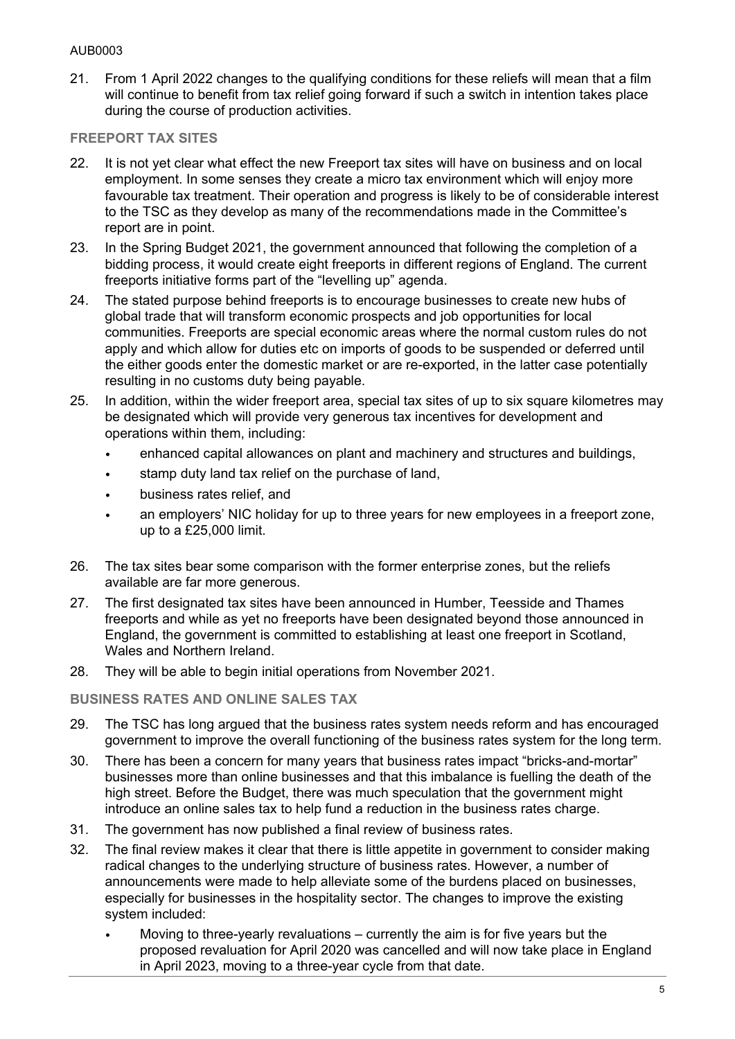21. From 1 April 2022 changes to the qualifying conditions for these reliefs will mean that a film will continue to benefit from tax relief going forward if such a switch in intention takes place during the course of production activities.

## FREEPORT TAX SITES

22. It is not yet clear what effect the new Freeport tax sites will have on business and on local employment. In some senses they create a micro tax environment which will enjoy more favourable tax treatment. Their operation and progress is likely to be of considerable interest to the TSC as they develop as many of the recommendations made in the Committee's report are in point.
23. In the Spring Budget 2021, the government announced that following the completion of a bidding process, it would create eight freeports in different regions of England. The current freeports initiative forms part of the "levelling up" agenda.
24. The stated purpose behind freeports is to encourage businesses to create new hubs of global trade that will transform economic prospects and job opportunities for local communities. Freeports are special economic areas where the normal custom rules do not apply and which allow for duties etc on imports of goods to be suspended or deferred until the either goods enter the domestic market or are re-exported, in the latter case potentially resulting in no customs duty being payable.
25. In addition, within the wider freeport area, special tax sites of up to six square kilometres may be designated which will provide very generous tax incentives for development and operations within them, including:
    - enhanced capital allowances on plant and machinery and structures and buildings,
    - stamp duty land tax relief on the purchase of land,
    - business rates relief, and
    - an employers' NIC holiday for up to three years for new employees in a freeport zone, up to a £25,000 limit.
26. The tax sites bear some comparison with the former enterprise zones, but the reliefs available are far more generous.
27. The first designated tax sites have been announced in Humber, Teesside and Thames freeports and while as yet no freeports have been designated beyond those announced in England, the government is committed to establishing at least one freeport in Scotland, Wales and Northern Ireland.
28. They will be able to begin initial operations from November 2021.

## BUSINESS RATES AND ONLINE SALES TAX

29. The TSC has long argued that the business rates system needs reform and has encouraged government to improve the overall functioning of the business rates system for the long term.
30. There has been a concern for many years that business rates impact "bricks-and-mortar" businesses more than online businesses and that this imbalance is fuelling the death of the high street. Before the Budget, there was much speculation that the government might introduce an online sales tax to help fund a reduction in the business rates charge.
31. The government has now published a final review of business rates.
32. The final review makes it clear that there is little appetite in government to consider making radical changes to the underlying structure of business rates. However, a number of announcements were made to help alleviate some of the burdens placed on businesses, especially for businesses in the hospitality sector. The changes to improve the existing system included:
    - Moving to three-yearly revaluations – currently the aim is for five years but the proposed revaluation for April 2020 was cancelled and will now take place in England in April 2023, moving to a three-year cycle from that date.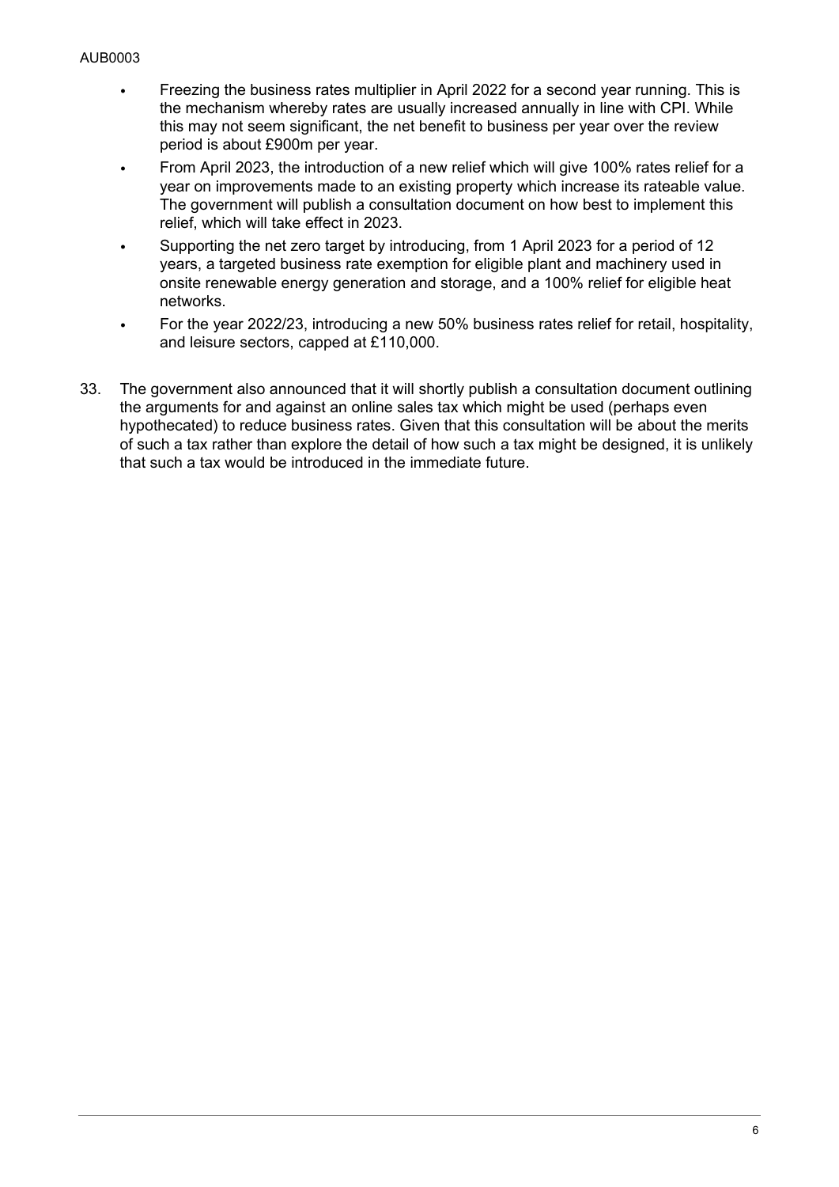- Freezing the business rates multiplier in April 2022 for a second year running. This is the mechanism whereby rates are usually increased annually in line with CPI. While this may not seem significant, the net benefit to business per year over the review period is about £900m per year.
- From April 2023, the introduction of a new relief which will give 100% rates relief for a year on improvements made to an existing property which increase its rateable value. The government will publish a consultation document on how best to implement this relief, which will take effect in 2023.
- Supporting the net zero target by introducing, from 1 April 2023 for a period of 12 years, a targeted business rate exemption for eligible plant and machinery used in onsite renewable energy generation and storage, and a 100% relief for eligible heat networks.
- For the year 2022/23, introducing a new 50% business rates relief for retail, hospitality, and leisure sectors, capped at £110,000.

33. The government also announced that it will shortly publish a consultation document outlining the arguments for and against an online sales tax which might be used (perhaps even hypothecated) to reduce business rates. Given that this consultation will be about the merits of such a tax rather than explore the detail of how such a tax might be designed, it is unlikely that such a tax would be introduced in the immediate future.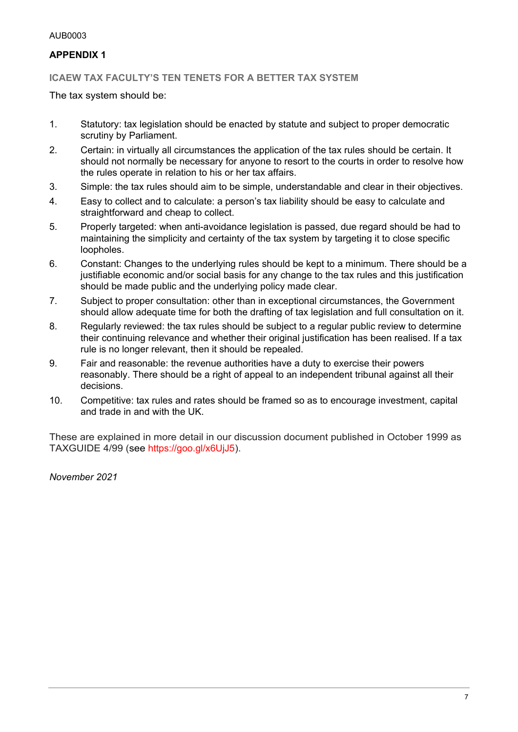AUB0003

## APPENDIX 1

### ICAEW TAX FACULTY'S TEN TENETS FOR A BETTER TAX SYSTEM

The tax system should be:

1. Statutory: tax legislation should be enacted by statute and subject to proper democratic scrutiny by Parliament.
2. Certain: in virtually all circumstances the application of the tax rules should be certain. It should not normally be necessary for anyone to resort to the courts in order to resolve how the rules operate in relation to his or her tax affairs.
3. Simple: the tax rules should aim to be simple, understandable and clear in their objectives.
4. Easy to collect and to calculate: a person's tax liability should be easy to calculate and straightforward and cheap to collect.
5. Properly targeted: when anti-avoidance legislation is passed, due regard should be had to maintaining the simplicity and certainty of the tax system by targeting it to close specific loopholes.
6. Constant: Changes to the underlying rules should be kept to a minimum. There should be a justifiable economic and/or social basis for any change to the tax rules and this justification should be made public and the underlying policy made clear.
7. Subject to proper consultation: other than in exceptional circumstances, the Government should allow adequate time for both the drafting of tax legislation and full consultation on it.
8. Regularly reviewed: the tax rules should be subject to a regular public review to determine their continuing relevance and whether their original justification has been realised. If a tax rule is no longer relevant, then it should be repealed.
9. Fair and reasonable: the revenue authorities have a duty to exercise their powers reasonably. There should be a right of appeal to an independent tribunal against all their decisions.
10. Competitive: tax rules and rates should be framed so as to encourage investment, capital and trade in and with the UK.

These are explained in more detail in our discussion document published in October 1999 as TAXGUIDE 4/99 (see https://goo.gl/x6UjJ5).

*November 2021*